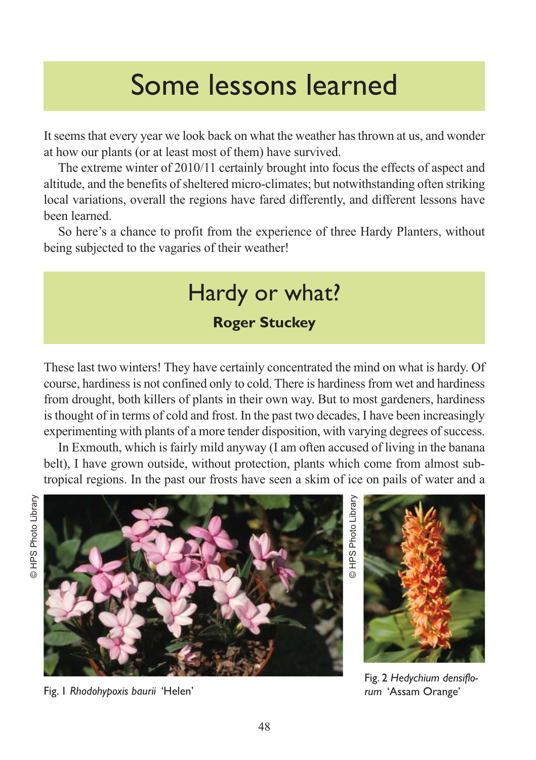# Some lessons learned

It seems that every year we look back on what the weather has thrown at us, and wonder at how our plants (or at least most of them) have survived.

The extreme winter of 2010/11 certainly brought into focus the effects of aspect and altitude, and the benefits of sheltered micro-climates; but notwithstanding often striking local variations, overall the regions have fared differently, and different lessons have been learned.

So here's a chance to profit from the experience of three Hardy Planters, without being subjected to the vagaries of their weather!

## Hardy or what?

**Roger Stuckey**

These last two winters! They have certainly concentrated the mind on what is hardy. Of course, hardiness is not confined only to cold. There is hardiness from wet and hardiness from drought, both killers of plants in their own way. But to most gardeners, hardiness is thought of in terms of cold and frost. In the past two decades, I have been increasingly experimenting with plants of a more tender disposition, with varying degrees of success.

In Exmouth, which is fairly mild anyway (I am often accused of living in the banana belt), I have grown outside, without protection, plants which come from almost sub-tropical regions. In the past our frosts have seen a skim of ice on pails of water and a

© HPS Photo Library

Fig. 1 *Rhodohypoxis baurii* 'Helen'

© HPS Photo Library

Fig. 2 *Hedychium densiflorum* 'Assam Orange'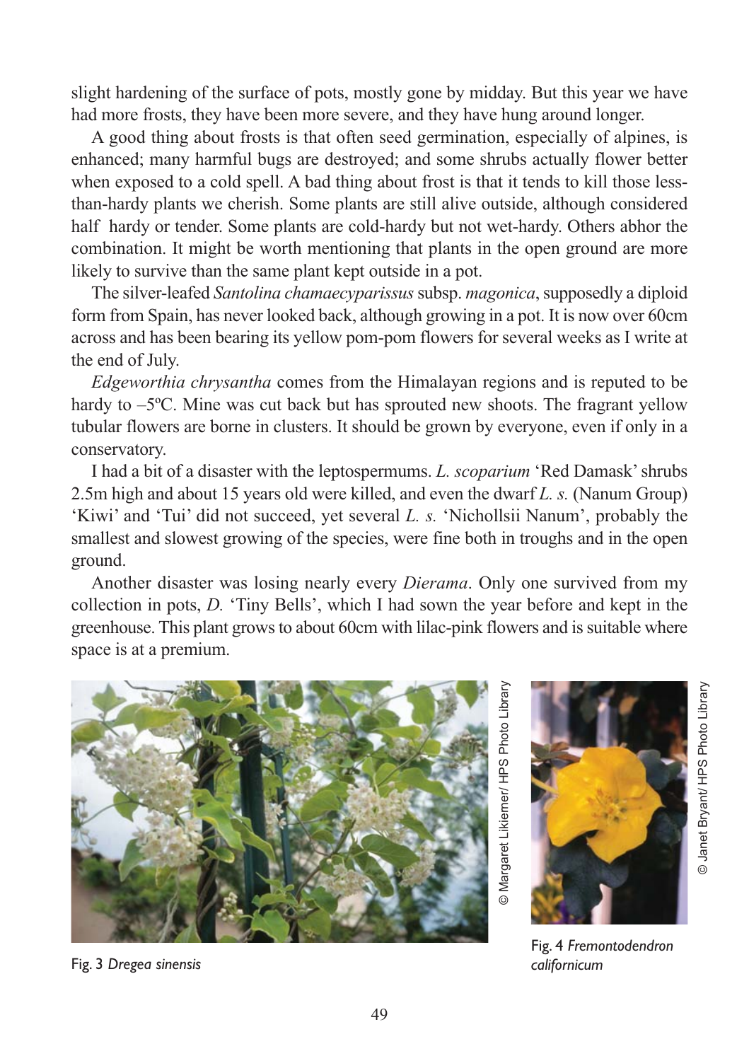slight hardening of the surface of pots, mostly gone by midday. But this year we have had more frosts, they have been more severe, and they have hung around longer.

A good thing about frosts is that often seed germination, especially of alpines, is enhanced; many harmful bugs are destroyed; and some shrubs actually flower better when exposed to a cold spell. A bad thing about frost is that it tends to kill those less-than-hardy plants we cherish. Some plants are still alive outside, although considered half hardy or tender. Some plants are cold-hardy but not wet-hardy. Others abhor the combination. It might be worth mentioning that plants in the open ground are more likely to survive than the same plant kept outside in a pot.

The silver-leafed *Santolina chamaecyparissus* subsp. *magonica*, supposedly a diploid form from Spain, has never looked back, although growing in a pot. It is now over 60cm across and has been bearing its yellow pom-pom flowers for several weeks as I write at the end of July.

*Edgeworthia chrysantha* comes from the Himalayan regions and is reputed to be hardy to –5ºC. Mine was cut back but has sprouted new shoots. The fragrant yellow tubular flowers are borne in clusters. It should be grown by everyone, even if only in a conservatory.

I had a bit of a disaster with the leptospermums. *L. scoparium* 'Red Damask' shrubs 2.5m high and about 15 years old were killed, and even the dwarf *L. s.* (Nanum Group) 'Kiwi' and 'Tui' did not succeed, yet several *L. s.* 'Nichollsii Nanum', probably the smallest and slowest growing of the species, were fine both in troughs and in the open ground.

Another disaster was losing nearly every *Dierama*. Only one survived from my collection in pots, *D.* 'Tiny Bells', which I had sown the year before and kept in the greenhouse. This plant grows to about 60cm with lilac-pink flowers and is suitable where space is at a premium.

© Margaret Likiemer/ HPS Photo Library

Fig. 3 *Dregea sinensis*

© Janet Bryant/ HPS Photo Library

Fig. 4 *Fremontodendron californicum*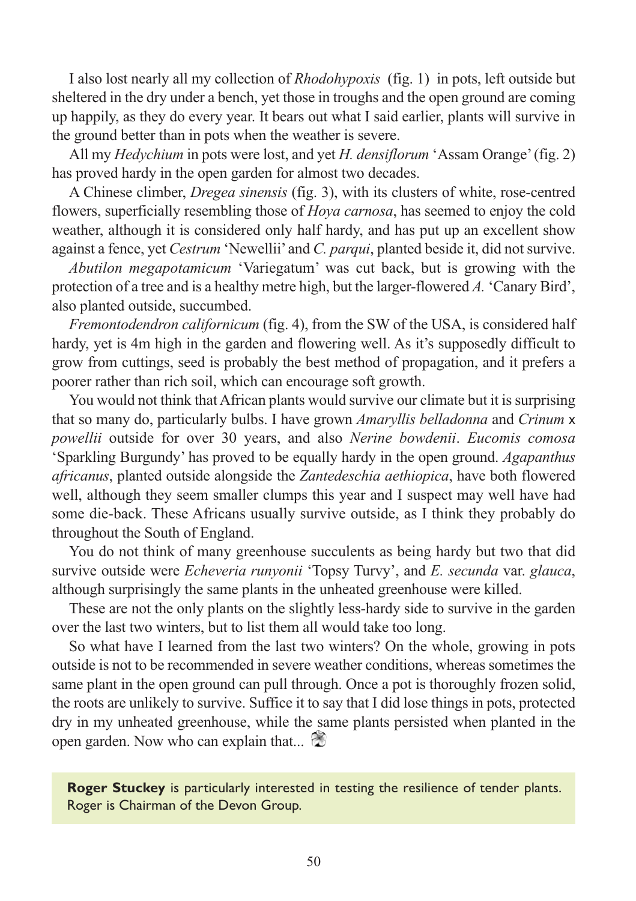I also lost nearly all my collection of *Rhodohypoxis* (fig. 1) in pots, left outside but sheltered in the dry under a bench, yet those in troughs and the open ground are coming up happily, as they do every year. It bears out what I said earlier, plants will survive in the ground better than in pots when the weather is severe.

All my *Hedychium* in pots were lost, and yet *H. densiflorum* 'Assam Orange' (fig. 2) has proved hardy in the open garden for almost two decades.

A Chinese climber, *Dregea sinensis* (fig. 3), with its clusters of white, rose-centred flowers, superficially resembling those of *Hoya carnosa*, has seemed to enjoy the cold weather, although it is considered only half hardy, and has put up an excellent show against a fence, yet *Cestrum* 'Newellii' and *C. parqui*, planted beside it, did not survive.

*Abutilon megapotamicum* 'Variegatum' was cut back, but is growing with the protection of a tree and is a healthy metre high, but the larger-flowered *A.* 'Canary Bird', also planted outside, succumbed.

*Fremontodendron californicum* (fig. 4), from the SW of the USA, is considered half hardy, yet is 4m high in the garden and flowering well. As it's supposedly difficult to grow from cuttings, seed is probably the best method of propagation, and it prefers a poorer rather than rich soil, which can encourage soft growth.

You would not think that African plants would survive our climate but it is surprising that so many do, particularly bulbs. I have grown *Amaryllis belladonna* and *Crinum* x *powellii* outside for over 30 years, and also *Nerine bowdenii*. *Eucomis comosa* 'Sparkling Burgundy' has proved to be equally hardy in the open ground. *Agapanthus africanus*, planted outside alongside the *Zantedeschia aethiopica*, have both flowered well, although they seem smaller clumps this year and I suspect may well have had some die-back. These Africans usually survive outside, as I think they probably do throughout the South of England.

You do not think of many greenhouse succulents as being hardy but two that did survive outside were *Echeveria runyonii* 'Topsy Turvy', and *E. secunda* var. *glauca*, although surprisingly the same plants in the unheated greenhouse were killed.

These are not the only plants on the slightly less-hardy side to survive in the garden over the last two winters, but to list them all would take too long.

So what have I learned from the last two winters? On the whole, growing in pots outside is not to be recommended in severe weather conditions, whereas sometimes the same plant in the open ground can pull through. Once a pot is thoroughly frozen solid, the roots are unlikely to survive. Suffice it to say that I did lose things in pots, protected dry in my unheated greenhouse, while the same plants persisted when planted in the open garden. Now who can explain that...

**Roger Stuckey** is particularly interested in testing the resilience of tender plants. Roger is Chairman of the Devon Group.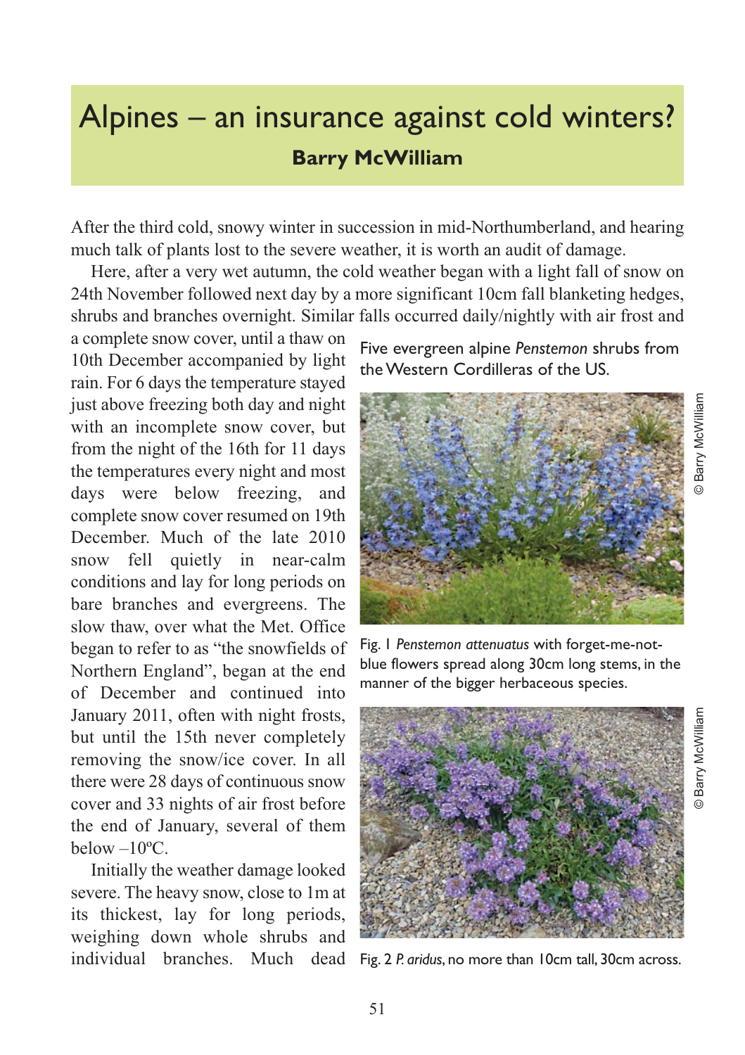# Alpines – an insurance against cold winters?

**Barry McWilliam**

After the third cold, snowy winter in succession in mid-Northumberland, and hearing much talk of plants lost to the severe weather, it is worth an audit of damage.

Here, after a very wet autumn, the cold weather began with a light fall of snow on 24th November followed next day by a more significant 10cm fall blanketing hedges, shrubs and branches overnight. Similar falls occurred daily/nightly with air frost and a complete snow cover, until a thaw on 10th December accompanied by light rain. For 6 days the temperature stayed just above freezing both day and night with an incomplete snow cover, but from the night of the 16th for 11 days the temperatures every night and most days were below freezing, and complete snow cover resumed on 19th December. Much of the late 2010 snow fell quietly in near-calm conditions and lay for long periods on bare branches and evergreens. The slow thaw, over what the Met. Office began to refer to as "the snowfields of Northern England", began at the end of December and continued into January 2011, often with night frosts, but until the 15th never completely removing the snow/ice cover. In all there were 28 days of continuous snow cover and 33 nights of air frost before the end of January, several of them below –10ºC.

Initially the weather damage looked severe. The heavy snow, close to 1m at its thickest, lay for long periods, weighing down whole shrubs and individual branches. Much dead

Five evergreen alpine *Penstemon* shrubs from the Western Cordilleras of the US.

Fig. 1 *Penstemon attenuatus* with forget-me-not-blue flowers spread along 30cm long stems, in the manner of the bigger herbaceous species.

© Barry McWilliam

Fig. 2 *P. aridus*, no more than 10cm tall, 30cm across.

© Barry McWilliam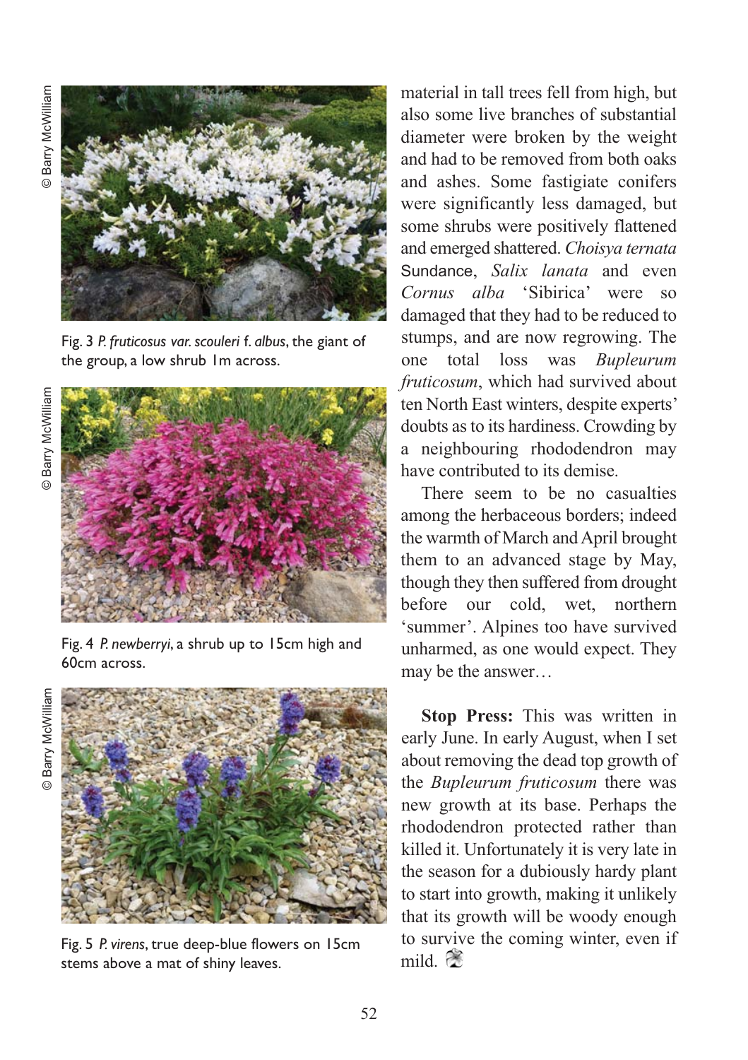Fig. 3 *P. fruticosus var. scouleri* f. *albus*, the giant of the group, a low shrub 1m across.

© Barry McWilliam

Fig. 4 *P. newberryi*, a shrub up to 15cm high and 60cm across.

© Barry McWilliam

Fig. 5 *P. virens*, true deep-blue flowers on 15cm stems above a mat of shiny leaves.

© Barry McWilliam

material in tall trees fell from high, but also some live branches of substantial diameter were broken by the weight and had to be removed from both oaks and ashes. Some fastigiate conifers were significantly less damaged, but some shrubs were positively flattened and emerged shattered. *Choisya ternata* Sundance, *Salix lanata* and even *Cornus alba* 'Sibirica' were so damaged that they had to be reduced to stumps, and are now regrowing. The one total loss was *Bupleurum fruticosum*, which had survived about ten North East winters, despite experts' doubts as to its hardiness. Crowding by a neighbouring rhododendron may have contributed to its demise.

There seem to be no casualties among the herbaceous borders; indeed the warmth of March and April brought them to an advanced stage by May, though they then suffered from drought before our cold, wet, northern 'summer'. Alpines too have survived unharmed, as one would expect. They may be the answer…

**Stop Press:** This was written in early June. In early August, when I set about removing the dead top growth of the *Bupleurum fruticosum* there was new growth at its base. Perhaps the rhododendron protected rather than killed it. Unfortunately it is very late in the season for a dubiously hardy plant to start into growth, making it unlikely that its growth will be woody enough to survive the coming winter, even if mild.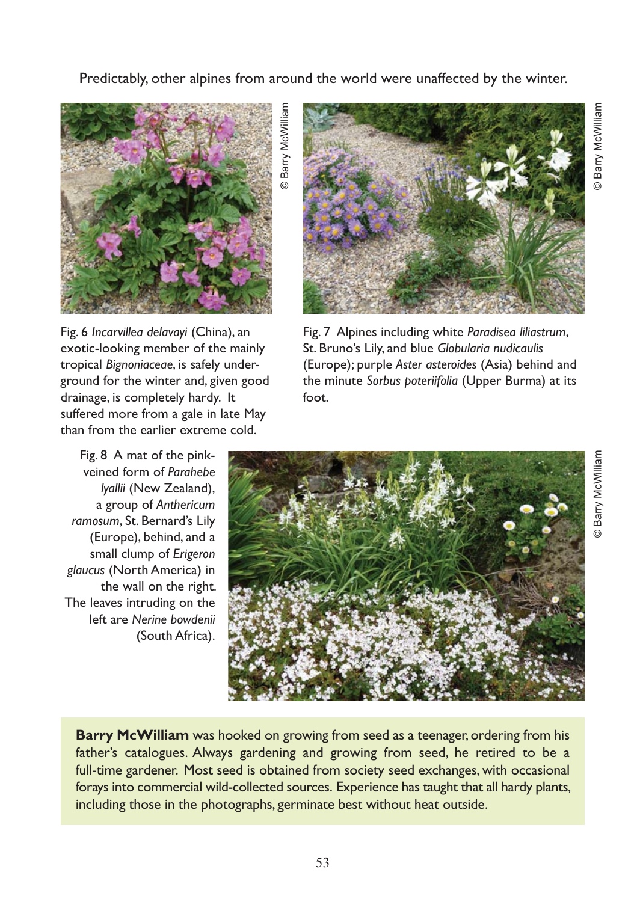Predictably, other alpines from around the world were unaffected by the winter.

Fig. 6 *Incarvillea delavayi* (China), an exotic-looking member of the mainly tropical *Bignoniaceae*, is safely underground for the winter and, given good drainage, is completely hardy. It suffered more from a gale in late May than from the earlier extreme cold.

Fig. 7 Alpines including white *Paradisea liliastrum*, St. Bruno's Lily, and blue *Globularia nudicaulis* (Europe); purple *Aster asteroides* (Asia) behind and the minute *Sorbus poteriifolia* (Upper Burma) at its foot.

Fig. 8 A mat of the pink-veined form of *Parahebe lyallii* (New Zealand), a group of *Anthericum ramosum*, St. Bernard's Lily (Europe), behind, and a small clump of *Erigeron glaucus* (North America) in the wall on the right. The leaves intruding on the left are *Nerine bowdenii* (South Africa).

**Barry McWilliam** was hooked on growing from seed as a teenager, ordering from his father's catalogues. Always gardening and growing from seed, he retired to be a full-time gardener. Most seed is obtained from society seed exchanges, with occasional forays into commercial wild-collected sources. Experience has taught that all hardy plants, including those in the photographs, germinate best without heat outside.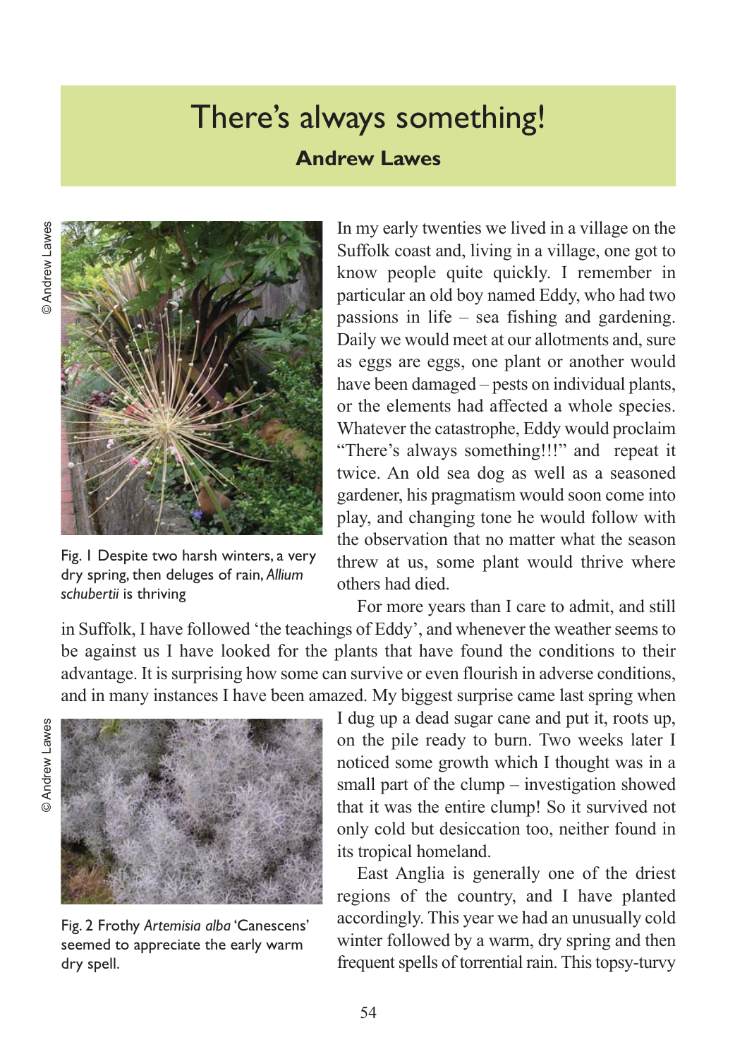# There's always something!

**Andrew Lawes**

Fig. 1 Despite two harsh winters, a very dry spring, then deluges of rain, *Allium schubertii* is thriving

© Andrew Lawes

In my early twenties we lived in a village on the Suffolk coast and, living in a village, one got to know people quite quickly. I remember in particular an old boy named Eddy, who had two passions in life – sea fishing and gardening. Daily we would meet at our allotments and, sure as eggs are eggs, one plant or another would have been damaged – pests on individual plants, or the elements had affected a whole species. Whatever the catastrophe, Eddy would proclaim "There's always something!!!" and repeat it twice. An old sea dog as well as a seasoned gardener, his pragmatism would soon come into play, and changing tone he would follow with the observation that no matter what the season threw at us, some plant would thrive where others had died.

For more years than I care to admit, and still in Suffolk, I have followed 'the teachings of Eddy', and whenever the weather seems to be against us I have looked for the plants that have found the conditions to their advantage. It is surprising how some can survive or even flourish in adverse conditions, and in many instances I have been amazed. My biggest surprise came last spring when I dug up a dead sugar cane and put it, roots up, on the pile ready to burn. Two weeks later I noticed some growth which I thought was in a small part of the clump – investigation showed that it was the entire clump! So it survived not only cold but desiccation too, neither found in its tropical homeland.

Fig. 2 Frothy *Artemisia alba* 'Canescens' seemed to appreciate the early warm dry spell.

© Andrew Lawes

East Anglia is generally one of the driest regions of the country, and I have planted accordingly. This year we had an unusually cold winter followed by a warm, dry spring and then frequent spells of torrential rain. This topsy-turvy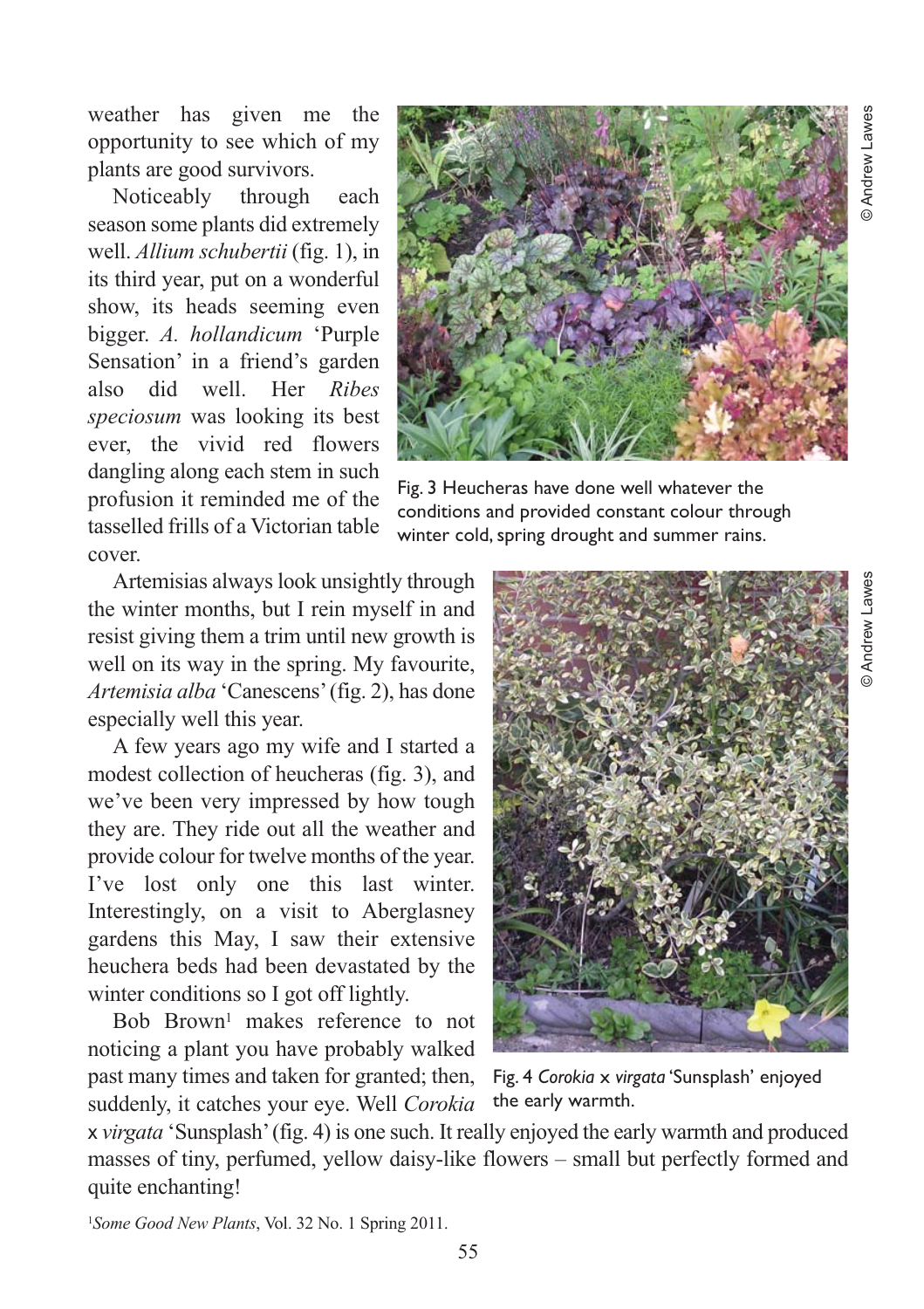weather has given me the opportunity to see which of my plants are good survivors.

Noticeably through each season some plants did extremely well. *Allium schubertii* (fig. 1), in its third year, put on a wonderful show, its heads seeming even bigger. *A. hollandicum* 'Purple Sensation' in a friend's garden also did well. Her *Ribes speciosum* was looking its best ever, the vivid red flowers dangling along each stem in such profusion it reminded me of the tasselled frills of a Victorian table cover.

Fig. 3 Heucheras have done well whatever the conditions and provided constant colour through winter cold, spring drought and summer rains.

© Andrew Lawes

Artemisias always look unsightly through the winter months, but I rein myself in and resist giving them a trim until new growth is well on its way in the spring. My favourite, *Artemisia alba* 'Canescens' (fig. 2), has done especially well this year.

A few years ago my wife and I started a modest collection of heucheras (fig. 3), and we've been very impressed by how tough they are. They ride out all the weather and provide colour for twelve months of the year. I've lost only one this last winter. Interestingly, on a visit to Aberglasney gardens this May, I saw their extensive heuchera beds had been devastated by the winter conditions so I got off lightly.

Bob Brown[1] makes reference to not noticing a plant you have probably walked past many times and taken for granted; then, suddenly, it catches your eye. Well *Corokia* x *virgata* 'Sunsplash' (fig. 4) is one such. It really enjoyed the early warmth and produced masses of tiny, perfumed, yellow daisy-like flowers – small but perfectly formed and quite enchanting!

Fig. 4 *Corokia* x *virgata* 'Sunsplash' enjoyed the early warmth.

© Andrew Lawes

[1] *Some Good New Plants*, Vol. 32 No. 1 Spring 2011.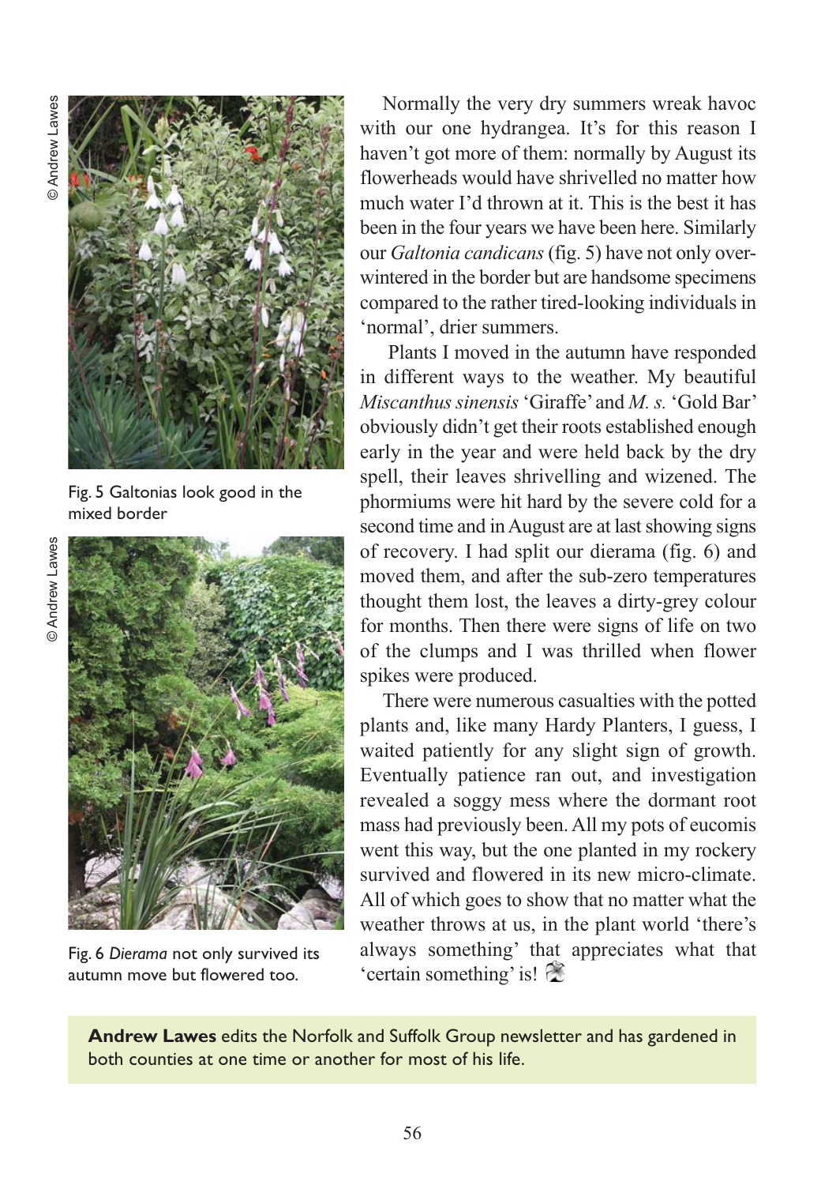Fig. 5 Galtonias look good in the mixed border

Fig. 6 *Dierama* not only survived its autumn move but flowered too.

Normally the very dry summers wreak havoc with our one hydrangea. It's for this reason I haven't got more of them: normally by August its flowerheads would have shrivelled no matter how much water I'd thrown at it. This is the best it has been in the four years we have been here. Similarly our *Galtonia candicans* (fig. 5) have not only over-wintered in the border but are handsome specimens compared to the rather tired-looking individuals in 'normal', drier summers.

Plants I moved in the autumn have responded in different ways to the weather. My beautiful *Miscanthus sinensis* 'Giraffe' and *M. s.* 'Gold Bar' obviously didn't get their roots established enough early in the year and were held back by the dry spell, their leaves shrivelling and wizened. The phormiums were hit hard by the severe cold for a second time and in August are at last showing signs of recovery. I had split our dierama (fig. 6) and moved them, and after the sub-zero temperatures thought them lost, the leaves a dirty-grey colour for months. Then there were signs of life on two of the clumps and I was thrilled when flower spikes were produced.

There were numerous casualties with the potted plants and, like many Hardy Planters, I guess, I waited patiently for any slight sign of growth. Eventually patience ran out, and investigation revealed a soggy mess where the dormant root mass had previously been. All my pots of eucomis went this way, but the one planted in my rockery survived and flowered in its new micro-climate. All of which goes to show that no matter what the weather throws at us, in the plant world 'there's always something' that appreciates what that 'certain something' is!

**Andrew Lawes** edits the Norfolk and Suffolk Group newsletter and has gardened in both counties at one time or another for most of his life.